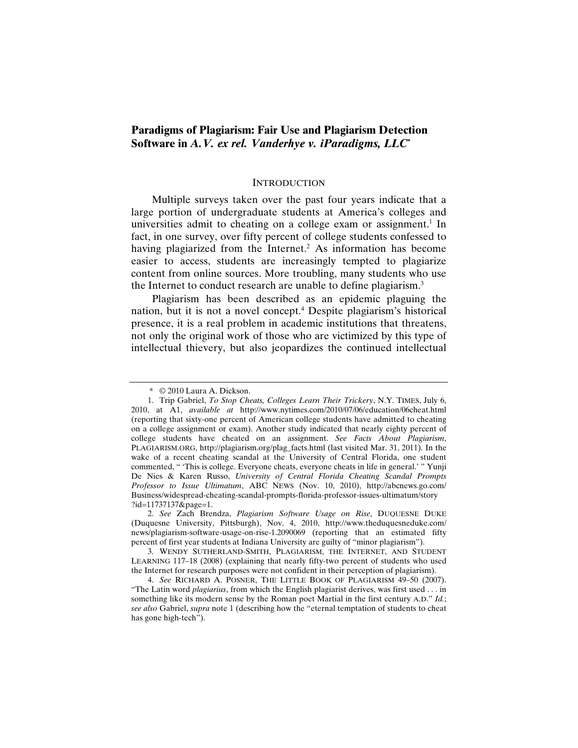# Paradigms of Plagiarism: Fair Use and Plagiarism Detection Software in *A.V. ex rel. Vanderhye v. iParadigms, LLC*[*]

## INTRODUCTION

Multiple surveys taken over the past four years indicate that a large portion of undergraduate students at America's colleges and universities admit to cheating on a college exam or assignment.[1] In fact, in one survey, over fifty percent of college students confessed to having plagiarized from the Internet.[2] As information has become easier to access, students are increasingly tempted to plagiarize content from online sources. More troubling, many students who use the Internet to conduct research are unable to define plagiarism.[3]

Plagiarism has been described as an epidemic plaguing the nation, but it is not a novel concept.[4] Despite plagiarism's historical presence, it is a real problem in academic institutions that threatens, not only the original work of those who are victimized by this type of intellectual thievery, but also jeopardizes the continued intellectual

---

\* © 2010 Laura A. Dickson.

1. Trip Gabriel, *To Stop Cheats, Colleges Learn Their Trickery*, N.Y. TIMES, July 6, 2010, at A1, *available at* http://www.nytimes.com/2010/07/06/education/06cheat.html (reporting that sixty-one percent of American college students have admitted to cheating on a college assignment or exam). Another study indicated that nearly eighty percent of college students have cheated on an assignment. *See Facts About Plagiarism*, PLAGIARISM.ORG, http://plagiarism.org/plag_facts.html (last visited Mar. 31, 2011). In the wake of a recent cheating scandal at the University of Central Florida, one student commented, " 'This is college. Everyone cheats, everyone cheats in life in general.' " Yunji De Nies & Karen Russo, *University of Central Florida Cheating Scandal Prompts Professor to Issue Ultimatum*, ABC NEWS (Nov. 10, 2010), http://abcnews.go.com/Business/widespread-cheating-scandal-prompts-florida-professor-issues-ultimatum/story?id=11737137&page=1.

2. *See* Zach Brendza, *Plagiarism Software Usage on Rise*, DUQUESNE DUKE (Duquesne University, Pittsburgh), Nov. 4, 2010, http://www.theduquesneduke.com/news/plagiarism-software-usage-on-rise-1.2090069 (reporting that an estimated fifty percent of first year students at Indiana University are guilty of "minor plagiarism").

3. WENDY SUTHERLAND-SMITH, PLAGIARISM, THE INTERNET, AND STUDENT LEARNING 117–18 (2008) (explaining that nearly fifty-two percent of students who used the Internet for research purposes were not confident in their perception of plagiarism).

4. *See* RICHARD A. POSNER, THE LITTLE BOOK OF PLAGIARISM 49–50 (2007). "The Latin word *plagiarius*, from which the English plagiarist derives, was first used . . . in something like its modern sense by the Roman poet Martial in the first century A.D." *Id.*; *see also* Gabriel, *supra* note 1 (describing how the "eternal temptation of students to cheat has gone high-tech").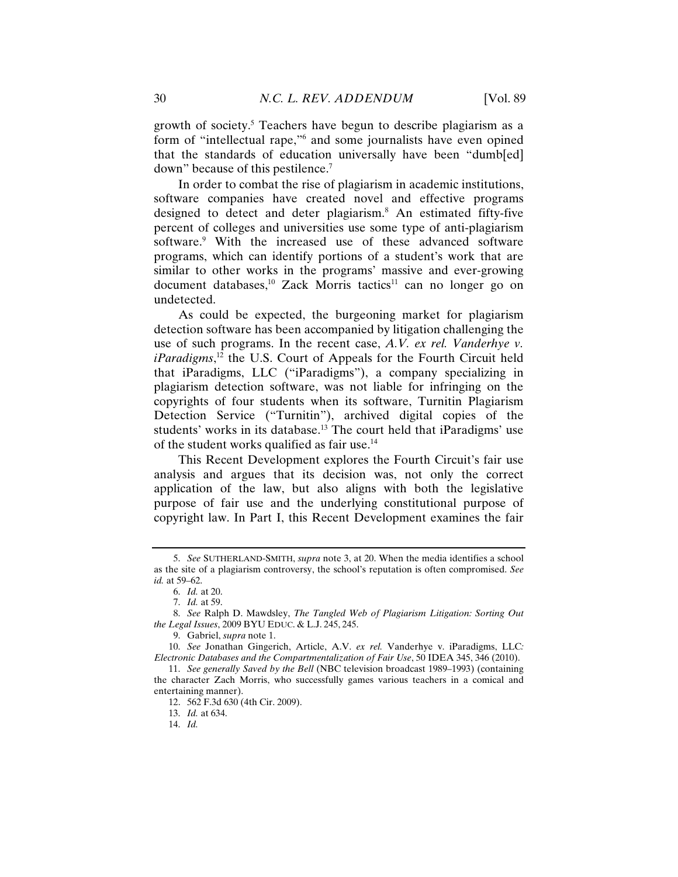growth of society.[5] Teachers have begun to describe plagiarism as a form of "intellectual rape,"[6] and some journalists have even opined that the standards of education universally have been "dumb[ed] down" because of this pestilence.[7]

In order to combat the rise of plagiarism in academic institutions, software companies have created novel and effective programs designed to detect and deter plagiarism.[8] An estimated fifty-five percent of colleges and universities use some type of anti-plagiarism software.[9] With the increased use of these advanced software programs, which can identify portions of a student's work that are similar to other works in the programs' massive and ever-growing document databases,[10] Zack Morris tactics[11] can no longer go on undetected.

As could be expected, the burgeoning market for plagiarism detection software has been accompanied by litigation challenging the use of such programs. In the recent case, *A.V. ex rel. Vanderhye v. iParadigms*,[12] the U.S. Court of Appeals for the Fourth Circuit held that iParadigms, LLC ("iParadigms"), a company specializing in plagiarism detection software, was not liable for infringing on the copyrights of four students when its software, Turnitin Plagiarism Detection Service ("Turnitin"), archived digital copies of the students' works in its database.[13] The court held that iParadigms' use of the student works qualified as fair use.[14]

This Recent Development explores the Fourth Circuit's fair use analysis and argues that its decision was, not only the correct application of the law, but also aligns with both the legislative purpose of fair use and the underlying constitutional purpose of copyright law. In Part I, this Recent Development examines the fair

---

5. *See* SUTHERLAND-SMITH, *supra* note 3, at 20. When the media identifies a school as the site of a plagiarism controversy, the school's reputation is often compromised. *See id.* at 59–62.

6. *Id.* at 20.

7. *Id.* at 59.

8. *See* Ralph D. Mawdsley, *The Tangled Web of Plagiarism Litigation: Sorting Out the Legal Issues*, 2009 BYU EDUC. & L.J. 245, 245.

9. Gabriel, *supra* note 1.

10. *See* Jonathan Gingerich, Article, A.V. *ex rel.* Vanderhye v. iParadigms, LLC*: Electronic Databases and the Compartmentalization of Fair Use*, 50 IDEA 345, 346 (2010).

11. *See generally Saved by the Bell* (NBC television broadcast 1989–1993) (containing the character Zach Morris, who successfully games various teachers in a comical and entertaining manner).

12. 562 F.3d 630 (4th Cir. 2009).

13. *Id.* at 634.

14. *Id.*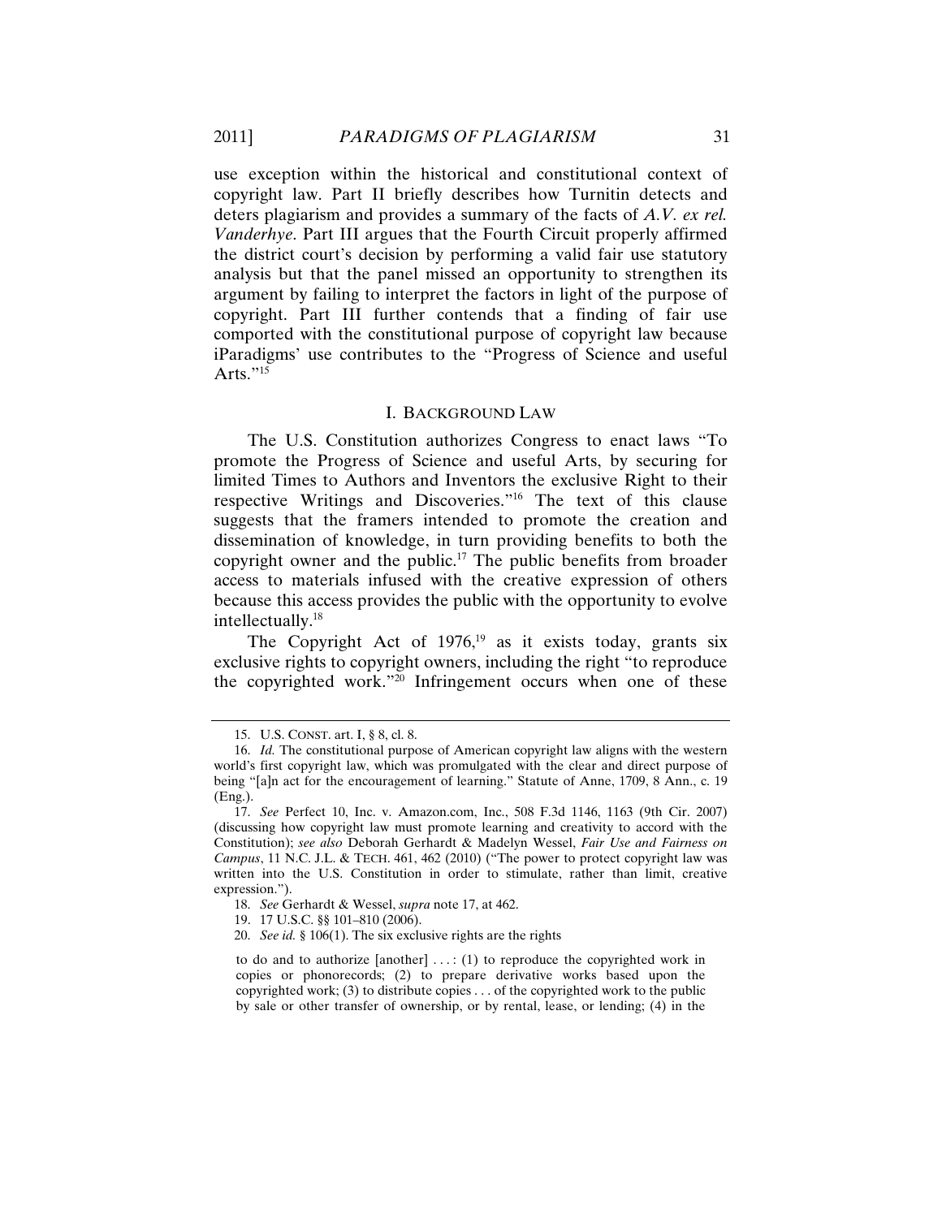use exception within the historical and constitutional context of copyright law. Part II briefly describes how Turnitin detects and deters plagiarism and provides a summary of the facts of *A.V. ex rel. Vanderhye*. Part III argues that the Fourth Circuit properly affirmed the district court's decision by performing a valid fair use statutory analysis but that the panel missed an opportunity to strengthen its argument by failing to interpret the factors in light of the purpose of copyright. Part III further contends that a finding of fair use comported with the constitutional purpose of copyright law because iParadigms' use contributes to the "Progress of Science and useful Arts."[15]

## I. BACKGROUND LAW

The U.S. Constitution authorizes Congress to enact laws "To promote the Progress of Science and useful Arts, by securing for limited Times to Authors and Inventors the exclusive Right to their respective Writings and Discoveries."[16] The text of this clause suggests that the framers intended to promote the creation and dissemination of knowledge, in turn providing benefits to both the copyright owner and the public.[17] The public benefits from broader access to materials infused with the creative expression of others because this access provides the public with the opportunity to evolve intellectually.[18]

The Copyright Act of 1976,[19] as it exists today, grants six exclusive rights to copyright owners, including the right "to reproduce the copyrighted work."[20] Infringement occurs when one of these

---

15. U.S. CONST. art. I, § 8, cl. 8.

16. *Id.* The constitutional purpose of American copyright law aligns with the western world's first copyright law, which was promulgated with the clear and direct purpose of being "[a]n act for the encouragement of learning." Statute of Anne, 1709, 8 Ann., c. 19 (Eng.).

17. *See* Perfect 10, Inc. v. Amazon.com, Inc., 508 F.3d 1146, 1163 (9th Cir. 2007) (discussing how copyright law must promote learning and creativity to accord with the Constitution); *see also* Deborah Gerhardt & Madelyn Wessel, *Fair Use and Fairness on Campus*, 11 N.C. J.L. & TECH. 461, 462 (2010) ("The power to protect copyright law was written into the U.S. Constitution in order to stimulate, rather than limit, creative expression.").

18. *See* Gerhardt & Wessel, *supra* note 17, at 462.

19. 17 U.S.C. §§ 101–810 (2006).

20. *See id.* § 106(1). The six exclusive rights are the rights

> to do and to authorize [another] . . . : (1) to reproduce the copyrighted work in copies or phonorecords; (2) to prepare derivative works based upon the copyrighted work; (3) to distribute copies . . . of the copyrighted work to the public by sale or other transfer of ownership, or by rental, lease, or lending; (4) in the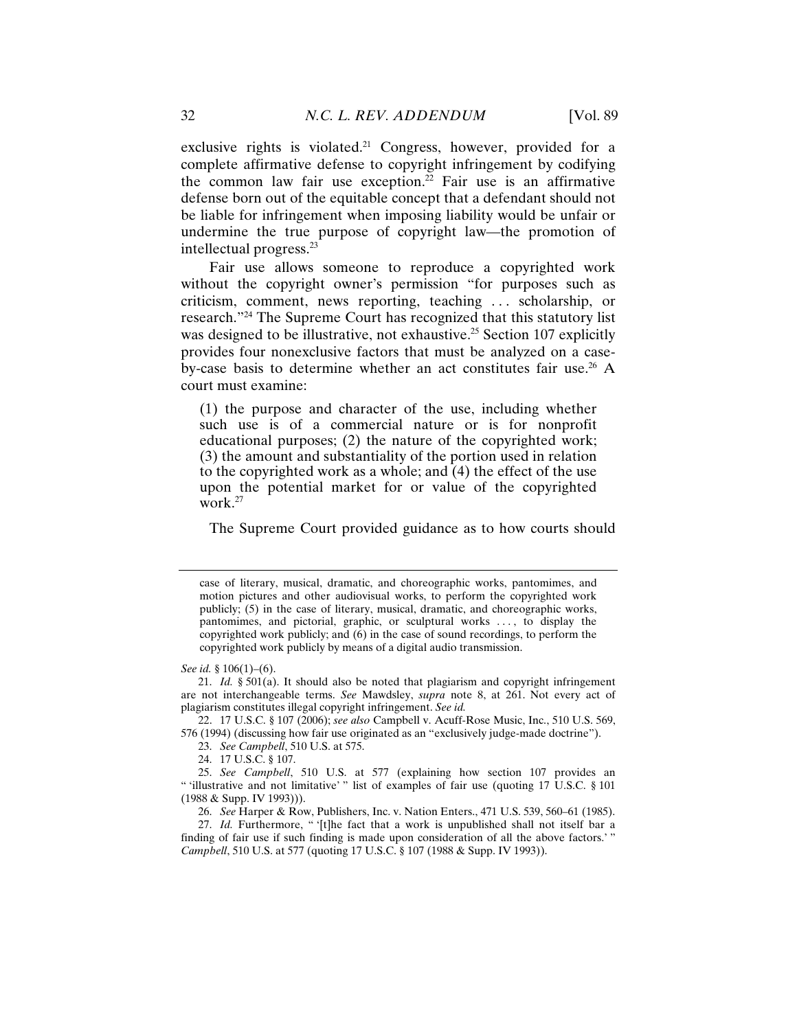exclusive rights is violated.[21] Congress, however, provided for a complete affirmative defense to copyright infringement by codifying the common law fair use exception.[22] Fair use is an affirmative defense born out of the equitable concept that a defendant should not be liable for infringement when imposing liability would be unfair or undermine the true purpose of copyright law—the promotion of intellectual progress.[23]

Fair use allows someone to reproduce a copyrighted work without the copyright owner's permission "for purposes such as criticism, comment, news reporting, teaching . . . scholarship, or research."[24] The Supreme Court has recognized that this statutory list was designed to be illustrative, not exhaustive.[25] Section 107 explicitly provides four nonexclusive factors that must be analyzed on a case-by-case basis to determine whether an act constitutes fair use.[26] A court must examine:

> (1) the purpose and character of the use, including whether such use is of a commercial nature or is for nonprofit educational purposes; (2) the nature of the copyrighted work; (3) the amount and substantiality of the portion used in relation to the copyrighted work as a whole; and (4) the effect of the use upon the potential market for or value of the copyrighted work.[27]

The Supreme Court provided guidance as to how courts should

---

> case of literary, musical, dramatic, and choreographic works, pantomimes, and motion pictures and other audiovisual works, to perform the copyrighted work publicly; (5) in the case of literary, musical, dramatic, and choreographic works, pantomimes, and pictorial, graphic, or sculptural works . . . , to display the copyrighted work publicly; and (6) in the case of sound recordings, to perform the copyrighted work publicly by means of a digital audio transmission.

*See id.* § 106(1)–(6).

21. *Id.* § 501(a). It should also be noted that plagiarism and copyright infringement are not interchangeable terms. *See* Mawdsley, *supra* note 8, at 261. Not every act of plagiarism constitutes illegal copyright infringement. *See id.*

22. 17 U.S.C. § 107 (2006); *see also* Campbell v. Acuff-Rose Music, Inc., 510 U.S. 569, 576 (1994) (discussing how fair use originated as an "exclusively judge-made doctrine").

23. *See Campbell*, 510 U.S. at 575.

24. 17 U.S.C. § 107.

25. *See Campbell*, 510 U.S. at 577 (explaining how section 107 provides an " 'illustrative and not limitative' " list of examples of fair use (quoting 17 U.S.C. § 101 (1988 & Supp. IV 1993))).

26. *See* Harper & Row, Publishers, Inc. v. Nation Enters., 471 U.S. 539, 560–61 (1985).

27. *Id.* Furthermore, " '[t]he fact that a work is unpublished shall not itself bar a finding of fair use if such finding is made upon consideration of all the above factors.' " *Campbell*, 510 U.S. at 577 (quoting 17 U.S.C. § 107 (1988 & Supp. IV 1993)).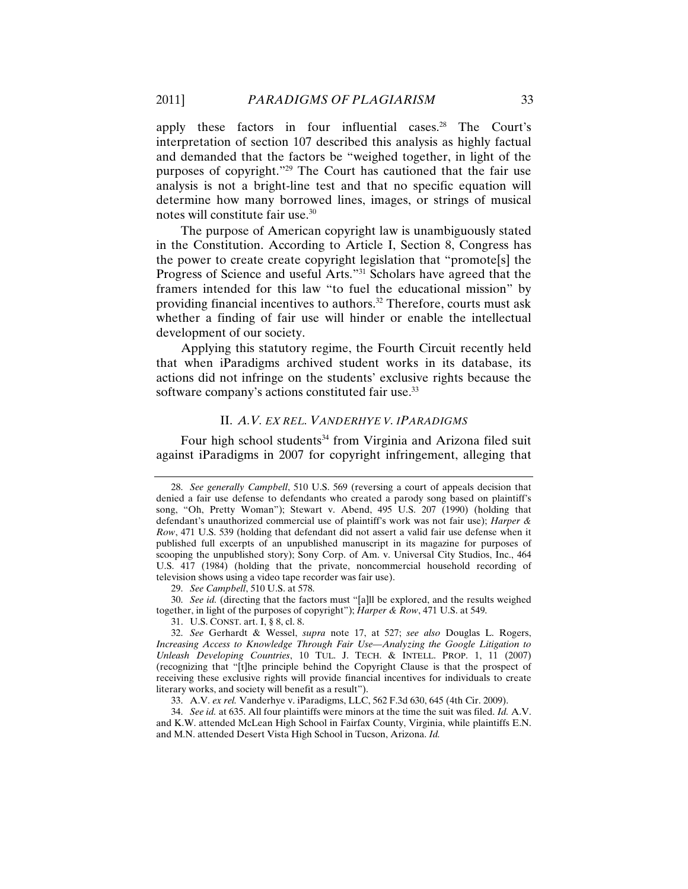apply these factors in four influential cases.[28] The Court's interpretation of section 107 described this analysis as highly factual and demanded that the factors be "weighed together, in light of the purposes of copyright."[29] The Court has cautioned that the fair use analysis is not a bright-line test and that no specific equation will determine how many borrowed lines, images, or strings of musical notes will constitute fair use.[30]

The purpose of American copyright law is unambiguously stated in the Constitution. According to Article I, Section 8, Congress has the power to create create copyright legislation that "promote[s] the Progress of Science and useful Arts."[31] Scholars have agreed that the framers intended for this law "to fuel the educational mission" by providing financial incentives to authors.[32] Therefore, courts must ask whether a finding of fair use will hinder or enable the intellectual development of our society.

Applying this statutory regime, the Fourth Circuit recently held that when iParadigms archived student works in its database, its actions did not infringe on the students' exclusive rights because the software company's actions constituted fair use.[33]

## II. *A.V. EX REL. VANDERHYE V. IPARADIGMS*

Four high school students[34] from Virginia and Arizona filed suit against iParadigms in 2007 for copyright infringement, alleging that

---

28. *See generally Campbell*, 510 U.S. 569 (reversing a court of appeals decision that denied a fair use defense to defendants who created a parody song based on plaintiff's song, "Oh, Pretty Woman"); Stewart v. Abend, 495 U.S. 207 (1990) (holding that defendant's unauthorized commercial use of plaintiff's work was not fair use); *Harper & Row*, 471 U.S. 539 (holding that defendant did not assert a valid fair use defense when it published full excerpts of an unpublished manuscript in its magazine for purposes of scooping the unpublished story); Sony Corp. of Am. v. Universal City Studios, Inc., 464 U.S. 417 (1984) (holding that the private, noncommercial household recording of television shows using a video tape recorder was fair use).

29. *See Campbell*, 510 U.S. at 578.

30. *See id.* (directing that the factors must "[a]ll be explored, and the results weighed together, in light of the purposes of copyright"); *Harper & Row*, 471 U.S. at 549.

31. U.S. CONST. art. I, § 8, cl. 8.

32. *See* Gerhardt & Wessel, *supra* note 17, at 527; *see also* Douglas L. Rogers, *Increasing Access to Knowledge Through Fair Use—Analyzing the Google Litigation to Unleash Developing Countries*, 10 TUL. J. TECH. & INTELL. PROP. 1, 11 (2007) (recognizing that "[t]he principle behind the Copyright Clause is that the prospect of receiving these exclusive rights will provide financial incentives for individuals to create literary works, and society will benefit as a result").

33. A.V. *ex rel.* Vanderhye v. iParadigms, LLC, 562 F.3d 630, 645 (4th Cir. 2009).

34. *See id.* at 635. All four plaintiffs were minors at the time the suit was filed. *Id.* A.V. and K.W. attended McLean High School in Fairfax County, Virginia, while plaintiffs E.N. and M.N. attended Desert Vista High School in Tucson, Arizona. *Id.*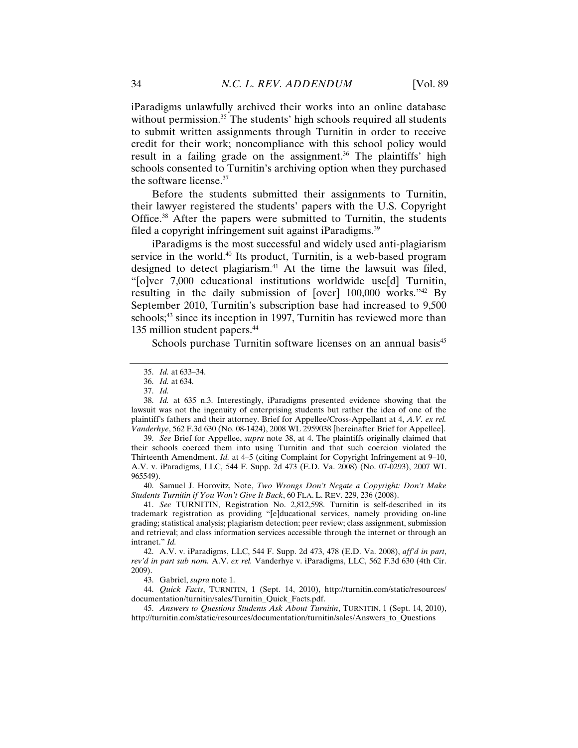iParadigms unlawfully archived their works into an online database without permission.[35] The students' high schools required all students to submit written assignments through Turnitin in order to receive credit for their work; noncompliance with this school policy would result in a failing grade on the assignment.[36] The plaintiffs' high schools consented to Turnitin's archiving option when they purchased the software license.[37]

Before the students submitted their assignments to Turnitin, their lawyer registered the students' papers with the U.S. Copyright Office.[38] After the papers were submitted to Turnitin, the students filed a copyright infringement suit against iParadigms.[39]

iParadigms is the most successful and widely used anti-plagiarism service in the world.[40] Its product, Turnitin, is a web-based program designed to detect plagiarism.[41] At the time the lawsuit was filed, "[o]ver 7,000 educational institutions worldwide use[d] Turnitin, resulting in the daily submission of [over] 100,000 works."[42] By September 2010, Turnitin's subscription base had increased to 9,500 schools;[43] since its inception in 1997, Turnitin has reviewed more than 135 million student papers.[44]

Schools purchase Turnitin software licenses on an annual basis[45]

---

35. *Id.* at 633–34.

36. *Id.* at 634.

37. *Id.*

38. *Id.* at 635 n.3. Interestingly, iParadigms presented evidence showing that the lawsuit was not the ingenuity of enterprising students but rather the idea of one of the plaintiff's fathers and their attorney. Brief for Appellee/Cross-Appellant at 4, *A.V. ex rel. Vanderhye*, 562 F.3d 630 (No. 08-1424), 2008 WL 2959038 [hereinafter Brief for Appellee].

39. *See* Brief for Appellee, *supra* note 38, at 4. The plaintiffs originally claimed that their schools coerced them into using Turnitin and that such coercion violated the Thirteenth Amendment. *Id.* at 4–5 (citing Complaint for Copyright Infringement at 9–10, A.V. v. iParadigms, LLC, 544 F. Supp. 2d 473 (E.D. Va. 2008) (No. 07-0293), 2007 WL 965549).

40. Samuel J. Horovitz, Note, *Two Wrongs Don't Negate a Copyright: Don't Make Students Turnitin if You Won't Give It Back*, 60 FLA. L. REV. 229, 236 (2008).

41. *See* TURNITIN, Registration No. 2,812,598. Turnitin is self-described in its trademark registration as providing "[e]ducational services, namely providing on-line grading; statistical analysis; plagiarism detection; peer review; class assignment, submission and retrieval; and class information services accessible through the internet or through an intranet." *Id.*

42. A.V. v. iParadigms, LLC, 544 F. Supp. 2d 473, 478 (E.D. Va. 2008), *aff'd in part, rev'd in part sub nom.* A.V. *ex rel.* Vanderhye v. iParadigms, LLC, 562 F.3d 630 (4th Cir. 2009).

43. Gabriel, *supra* note 1.

44. *Quick Facts*, TURNITIN, 1 (Sept. 14, 2010), http://turnitin.com/static/resources/documentation/turnitin/sales/Turnitin_Quick_Facts.pdf.

45. *Answers to Questions Students Ask About Turnitin*, TURNITIN, 1 (Sept. 14, 2010), http://turnitin.com/static/resources/documentation/turnitin/sales/Answers_to_Questions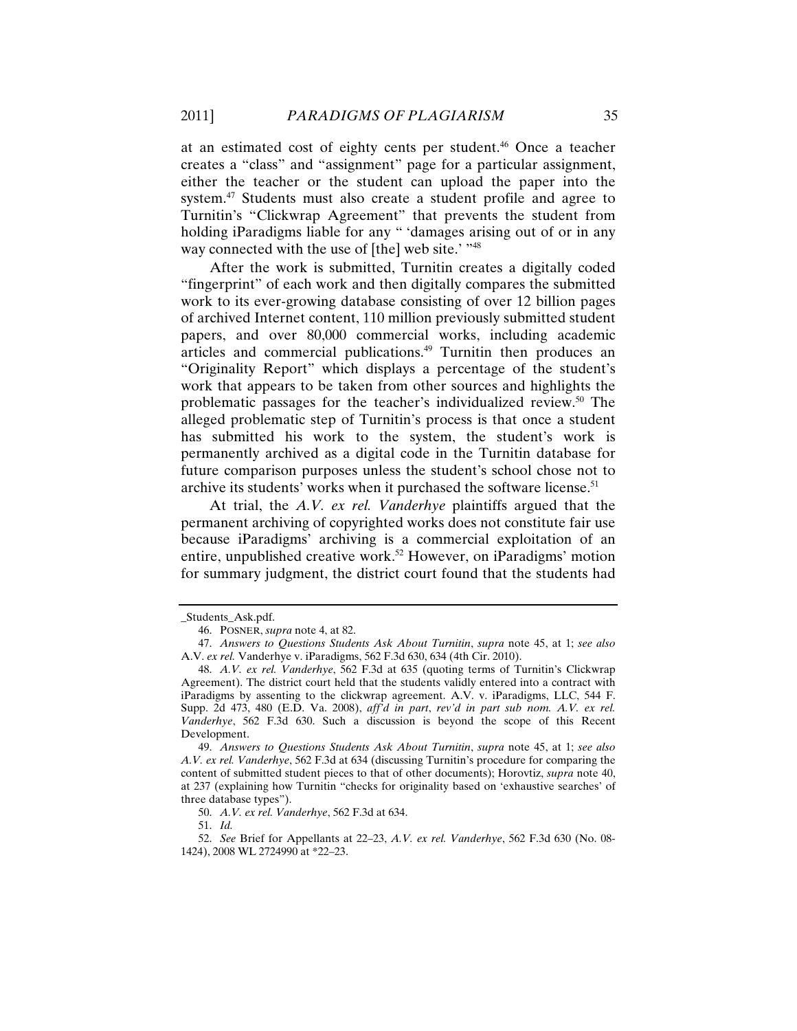at an estimated cost of eighty cents per student.[46] Once a teacher creates a "class" and "assignment" page for a particular assignment, either the teacher or the student can upload the paper into the system.[47] Students must also create a student profile and agree to Turnitin's "Clickwrap Agreement" that prevents the student from holding iParadigms liable for any " 'damages arising out of or in any way connected with the use of [the] web site.' "[48]

After the work is submitted, Turnitin creates a digitally coded "fingerprint" of each work and then digitally compares the submitted work to its ever-growing database consisting of over 12 billion pages of archived Internet content, 110 million previously submitted student papers, and over 80,000 commercial works, including academic articles and commercial publications.[49] Turnitin then produces an "Originality Report" which displays a percentage of the student's work that appears to be taken from other sources and highlights the problematic passages for the teacher's individualized review.[50] The alleged problematic step of Turnitin's process is that once a student has submitted his work to the system, the student's work is permanently archived as a digital code in the Turnitin database for future comparison purposes unless the student's school chose not to archive its students' works when it purchased the software license.[51]

At trial, the *A.V. ex rel. Vanderhye* plaintiffs argued that the permanent archiving of copyrighted works does not constitute fair use because iParadigms' archiving is a commercial exploitation of an entire, unpublished creative work.[52] However, on iParadigms' motion for summary judgment, the district court found that the students had

---

_Students_Ask.pdf.

46. POSNER, *supra* note 4, at 82.

47. *Answers to Questions Students Ask About Turnitin*, *supra* note 45, at 1; *see also* A.V. *ex rel.* Vanderhye v. iParadigms, 562 F.3d 630, 634 (4th Cir. 2010).

48. *A.V. ex rel. Vanderhye*, 562 F.3d at 635 (quoting terms of Turnitin's Clickwrap Agreement). The district court held that the students validly entered into a contract with iParadigms by assenting to the clickwrap agreement. A.V. v. iParadigms, LLC, 544 F. Supp. 2d 473, 480 (E.D. Va. 2008), *aff'd in part*, *rev'd in part sub nom. A.V. ex rel. Vanderhye*, 562 F.3d 630. Such a discussion is beyond the scope of this Recent Development.

49. *Answers to Questions Students Ask About Turnitin*, *supra* note 45, at 1; *see also A.V. ex rel. Vanderhye*, 562 F.3d at 634 (discussing Turnitin's procedure for comparing the content of submitted student pieces to that of other documents); Horovtiz, *supra* note 40, at 237 (explaining how Turnitin "checks for originality based on 'exhaustive searches' of three database types").

50. *A.V. ex rel. Vanderhye*, 562 F.3d at 634.

51. *Id.*

52. *See* Brief for Appellants at 22–23, *A.V. ex rel. Vanderhye*, 562 F.3d 630 (No. 08-1424), 2008 WL 2724990 at *22–23.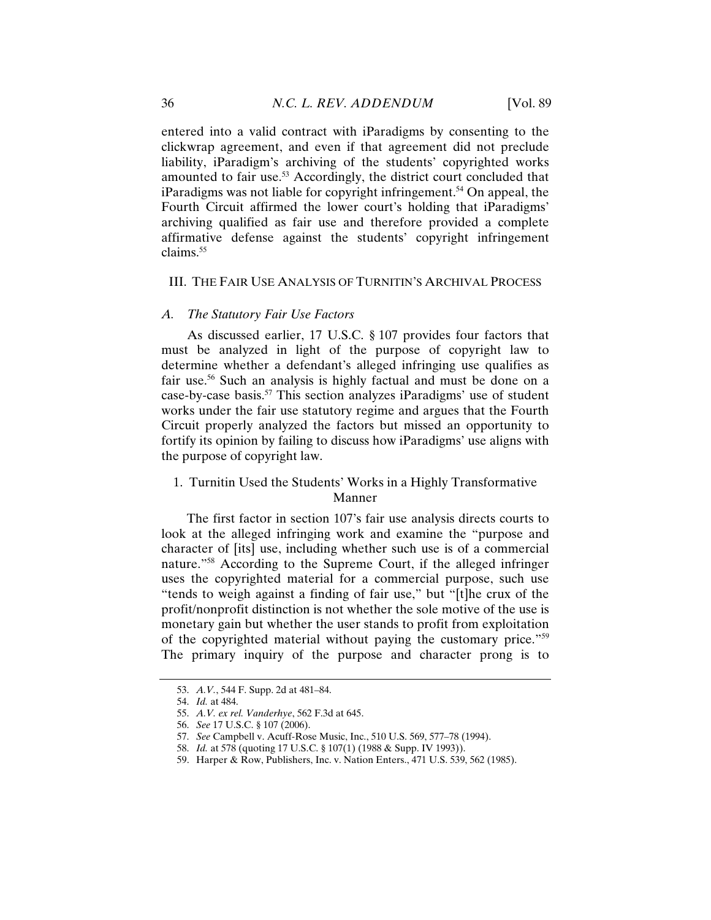entered into a valid contract with iParadigms by consenting to the clickwrap agreement, and even if that agreement did not preclude liability, iParadigm's archiving of the students' copyrighted works amounted to fair use.[53] Accordingly, the district court concluded that iParadigms was not liable for copyright infringement.[54] On appeal, the Fourth Circuit affirmed the lower court's holding that iParadigms' archiving qualified as fair use and therefore provided a complete affirmative defense against the students' copyright infringement claims.[55]

## III. The Fair Use Analysis of Turnitin's Archival Process

### *A. The Statutory Fair Use Factors*

As discussed earlier, 17 U.S.C. § 107 provides four factors that must be analyzed in light of the purpose of copyright law to determine whether a defendant's alleged infringing use qualifies as fair use.[56] Such an analysis is highly factual and must be done on a case-by-case basis.[57] This section analyzes iParadigms' use of student works under the fair use statutory regime and argues that the Fourth Circuit properly analyzed the factors but missed an opportunity to fortify its opinion by failing to discuss how iParadigms' use aligns with the purpose of copyright law.

#### 1. Turnitin Used the Students' Works in a Highly Transformative Manner

The first factor in section 107's fair use analysis directs courts to look at the alleged infringing work and examine the "purpose and character of [its] use, including whether such use is of a commercial nature."[58] According to the Supreme Court, if the alleged infringer uses the copyrighted material for a commercial purpose, such use "tends to weigh against a finding of fair use," but "[t]he crux of the profit/nonprofit distinction is not whether the sole motive of the use is monetary gain but whether the user stands to profit from exploitation of the copyrighted material without paying the customary price."[59] The primary inquiry of the purpose and character prong is to

---

53. *A.V.*, 544 F. Supp. 2d at 481–84.

54. *Id.* at 484.

55. *A.V. ex rel. Vanderhye*, 562 F.3d at 645.

56. *See* 17 U.S.C. § 107 (2006).

57. *See* Campbell v. Acuff-Rose Music, Inc., 510 U.S. 569, 577–78 (1994).

58. *Id.* at 578 (quoting 17 U.S.C. § 107(1) (1988 & Supp. IV 1993)).

59. Harper & Row, Publishers, Inc. v. Nation Enters., 471 U.S. 539, 562 (1985).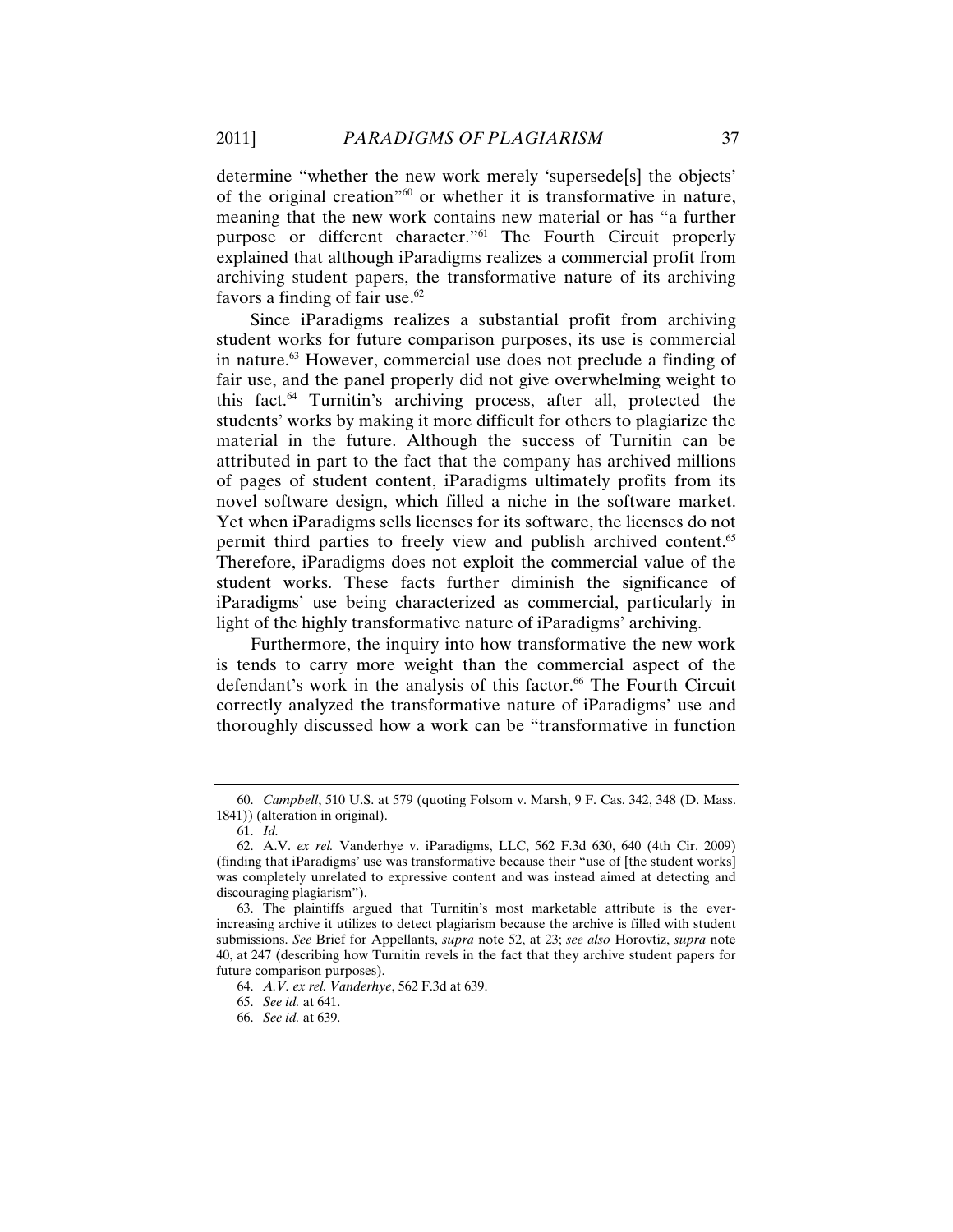determine "whether the new work merely 'supersede[s] the objects' of the original creation"[60] or whether it is transformative in nature, meaning that the new work contains new material or has "a further purpose or different character."[61] The Fourth Circuit properly explained that although iParadigms realizes a commercial profit from archiving student papers, the transformative nature of its archiving favors a finding of fair use.[62]

Since iParadigms realizes a substantial profit from archiving student works for future comparison purposes, its use is commercial in nature.[63] However, commercial use does not preclude a finding of fair use, and the panel properly did not give overwhelming weight to this fact.[64] Turnitin's archiving process, after all, protected the students' works by making it more difficult for others to plagiarize the material in the future. Although the success of Turnitin can be attributed in part to the fact that the company has archived millions of pages of student content, iParadigms ultimately profits from its novel software design, which filled a niche in the software market. Yet when iParadigms sells licenses for its software, the licenses do not permit third parties to freely view and publish archived content.[65] Therefore, iParadigms does not exploit the commercial value of the student works. These facts further diminish the significance of iParadigms' use being characterized as commercial, particularly in light of the highly transformative nature of iParadigms' archiving.

Furthermore, the inquiry into how transformative the new work is tends to carry more weight than the commercial aspect of the defendant's work in the analysis of this factor.[66] The Fourth Circuit correctly analyzed the transformative nature of iParadigms' use and thoroughly discussed how a work can be "transformative in function

---

60. *Campbell*, 510 U.S. at 579 (quoting Folsom v. Marsh, 9 F. Cas. 342, 348 (D. Mass. 1841)) (alteration in original).

61. *Id.*

62. A.V. *ex rel.* Vanderhye v. iParadigms, LLC, 562 F.3d 630, 640 (4th Cir. 2009) (finding that iParadigms' use was transformative because their "use of [the student works] was completely unrelated to expressive content and was instead aimed at detecting and discouraging plagiarism").

63. The plaintiffs argued that Turnitin's most marketable attribute is the ever-increasing archive it utilizes to detect plagiarism because the archive is filled with student submissions. *See* Brief for Appellants, *supra* note 52, at 23; *see also* Horovtiz, *supra* note 40, at 247 (describing how Turnitin revels in the fact that they archive student papers for future comparison purposes).

64. *A.V. ex rel. Vanderhye*, 562 F.3d at 639.

65. *See id.* at 641.

66. *See id.* at 639.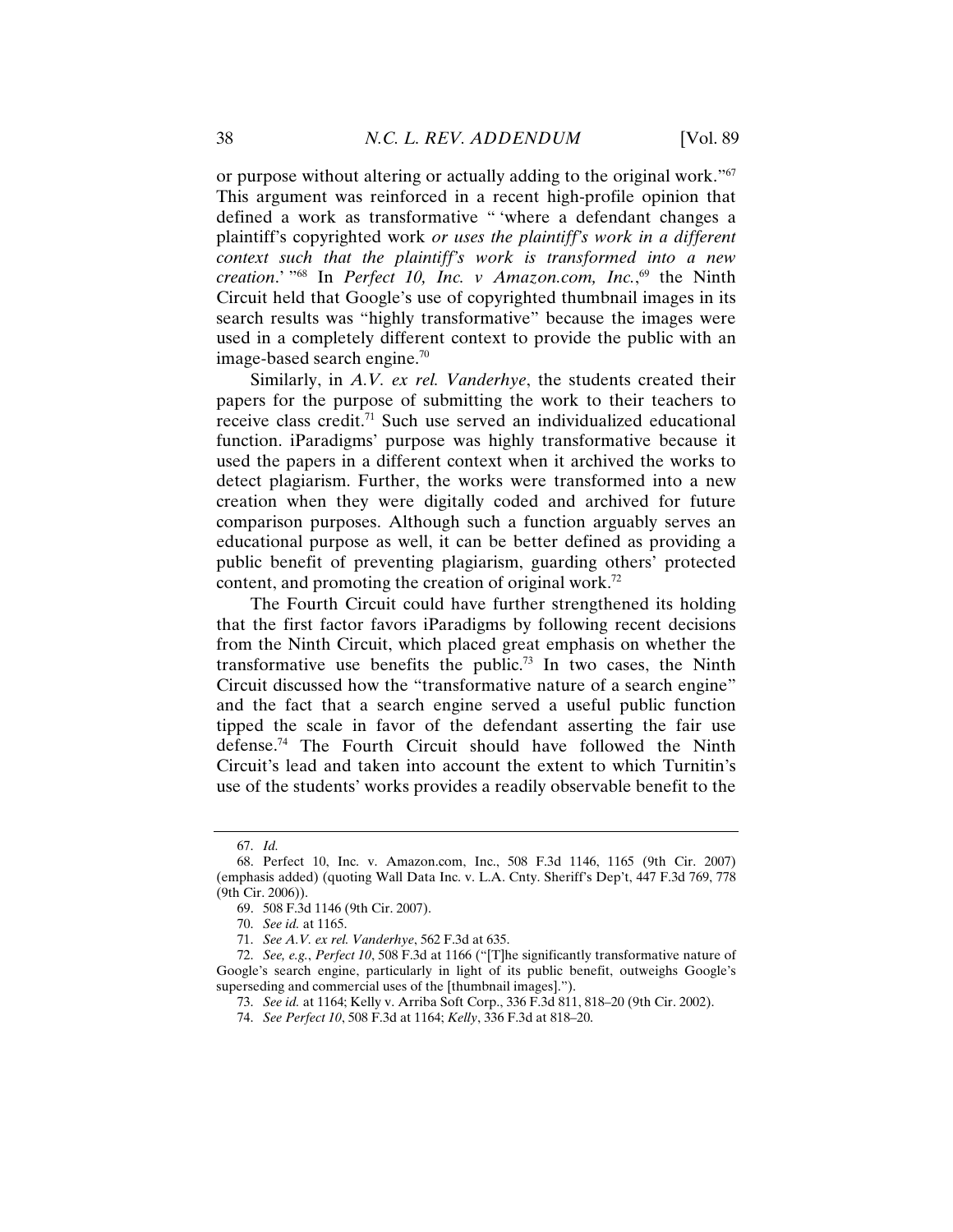or purpose without altering or actually adding to the original work."[67] This argument was reinforced in a recent high-profile opinion that defined a work as transformative " 'where a defendant changes a plaintiff's copyrighted work *or uses the plaintiff's work in a different context such that the plaintiff's work is transformed into a new creation*.' "[68] In *Perfect 10, Inc. v Amazon.com, Inc.*,[69] the Ninth Circuit held that Google's use of copyrighted thumbnail images in its search results was "highly transformative" because the images were used in a completely different context to provide the public with an image-based search engine.[70]

Similarly, in *A.V. ex rel. Vanderhye*, the students created their papers for the purpose of submitting the work to their teachers to receive class credit.[71] Such use served an individualized educational function. iParadigms' purpose was highly transformative because it used the papers in a different context when it archived the works to detect plagiarism. Further, the works were transformed into a new creation when they were digitally coded and archived for future comparison purposes. Although such a function arguably serves an educational purpose as well, it can be better defined as providing a public benefit of preventing plagiarism, guarding others' protected content, and promoting the creation of original work.[72]

The Fourth Circuit could have further strengthened its holding that the first factor favors iParadigms by following recent decisions from the Ninth Circuit, which placed great emphasis on whether the transformative use benefits the public.[73] In two cases, the Ninth Circuit discussed how the "transformative nature of a search engine" and the fact that a search engine served a useful public function tipped the scale in favor of the defendant asserting the fair use defense.[74] The Fourth Circuit should have followed the Ninth Circuit's lead and taken into account the extent to which Turnitin's use of the students' works provides a readily observable benefit to the

---

67. *Id.*

68. Perfect 10, Inc. v. Amazon.com, Inc., 508 F.3d 1146, 1165 (9th Cir. 2007) (emphasis added) (quoting Wall Data Inc. v. L.A. Cnty. Sheriff's Dep't, 447 F.3d 769, 778 (9th Cir. 2006)).

69. 508 F.3d 1146 (9th Cir. 2007).

70. *See id.* at 1165.

71. *See A.V. ex rel. Vanderhye*, 562 F.3d at 635.

72. *See, e.g.*, *Perfect 10*, 508 F.3d at 1166 ("[T]he significantly transformative nature of Google's search engine, particularly in light of its public benefit, outweighs Google's superseding and commercial uses of the [thumbnail images].").

73. *See id.* at 1164; Kelly v. Arriba Soft Corp., 336 F.3d 811, 818–20 (9th Cir. 2002).

74. *See Perfect 10*, 508 F.3d at 1164; *Kelly*, 336 F.3d at 818–20.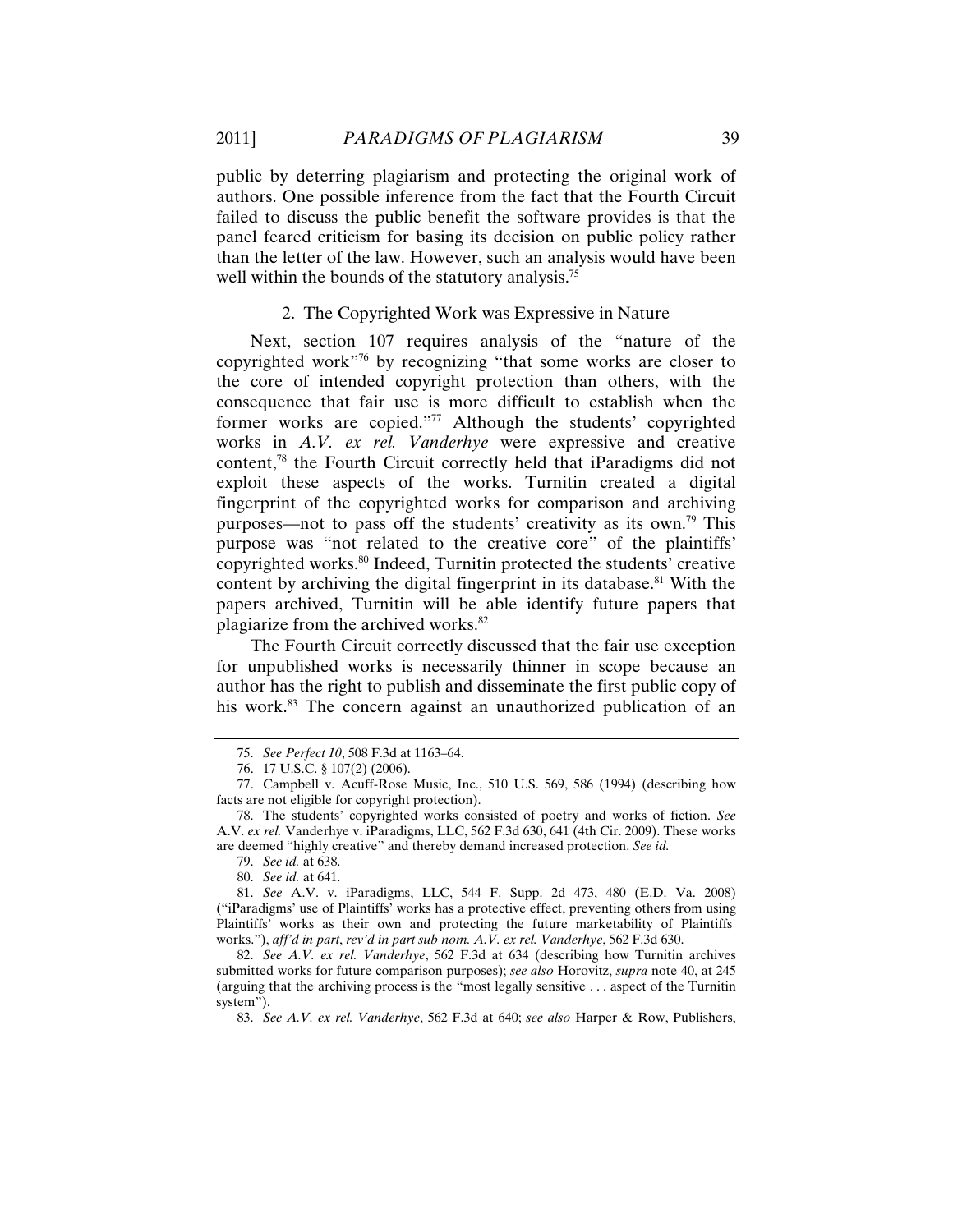public by deterring plagiarism and protecting the original work of authors. One possible inference from the fact that the Fourth Circuit failed to discuss the public benefit the software provides is that the panel feared criticism for basing its decision on public policy rather than the letter of the law. However, such an analysis would have been well within the bounds of the statutory analysis.[75]

### 2. The Copyrighted Work was Expressive in Nature

Next, section 107 requires analysis of the "nature of the copyrighted work"[76] by recognizing "that some works are closer to the core of intended copyright protection than others, with the consequence that fair use is more difficult to establish when the former works are copied."[77] Although the students' copyrighted works in *A.V. ex rel. Vanderhye* were expressive and creative content,[78] the Fourth Circuit correctly held that iParadigms did not exploit these aspects of the works. Turnitin created a digital fingerprint of the copyrighted works for comparison and archiving purposes—not to pass off the students' creativity as its own.[79] This purpose was "not related to the creative core" of the plaintiffs' copyrighted works.[80] Indeed, Turnitin protected the students' creative content by archiving the digital fingerprint in its database.[81] With the papers archived, Turnitin will be able identify future papers that plagiarize from the archived works.[82]

The Fourth Circuit correctly discussed that the fair use exception for unpublished works is necessarily thinner in scope because an author has the right to publish and disseminate the first public copy of his work.[83] The concern against an unauthorized publication of an

---

75. *See Perfect 10*, 508 F.3d at 1163–64.

76. 17 U.S.C. § 107(2) (2006).

77. Campbell v. Acuff-Rose Music, Inc., 510 U.S. 569, 586 (1994) (describing how facts are not eligible for copyright protection).

78. The students' copyrighted works consisted of poetry and works of fiction. *See* A.V. *ex rel.* Vanderhye v. iParadigms, LLC, 562 F.3d 630, 641 (4th Cir. 2009). These works are deemed "highly creative" and thereby demand increased protection. *See id.*

79. *See id.* at 638.

80. *See id.* at 641.

81. *See* A.V. v. iParadigms, LLC, 544 F. Supp. 2d 473, 480 (E.D. Va. 2008) ("iParadigms' use of Plaintiffs' works has a protective effect, preventing others from using Plaintiffs' works as their own and protecting the future marketability of Plaintiffs' works."), *aff'd in part*, *rev'd in part sub nom. A.V. ex rel. Vanderhye*, 562 F.3d 630.

82. *See A.V. ex rel. Vanderhye*, 562 F.3d at 634 (describing how Turnitin archives submitted works for future comparison purposes); *see also* Horovitz, *supra* note 40, at 245 (arguing that the archiving process is the "most legally sensitive . . . aspect of the Turnitin system").

83. *See A.V. ex rel. Vanderhye*, 562 F.3d at 640; *see also* Harper & Row, Publishers,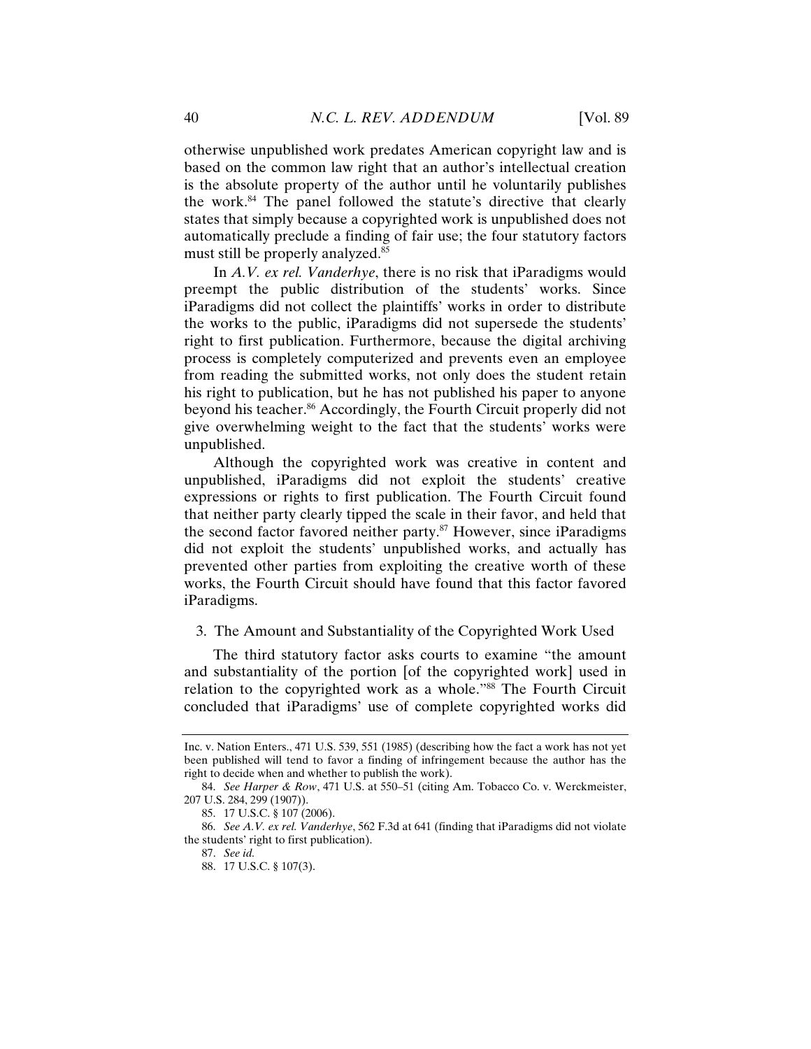otherwise unpublished work predates American copyright law and is based on the common law right that an author's intellectual creation is the absolute property of the author until he voluntarily publishes the work.[84] The panel followed the statute's directive that clearly states that simply because a copyrighted work is unpublished does not automatically preclude a finding of fair use; the four statutory factors must still be properly analyzed.[85]

In *A.V. ex rel. Vanderhye*, there is no risk that iParadigms would preempt the public distribution of the students' works. Since iParadigms did not collect the plaintiffs' works in order to distribute the works to the public, iParadigms did not supersede the students' right to first publication. Furthermore, because the digital archiving process is completely computerized and prevents even an employee from reading the submitted works, not only does the student retain his right to publication, but he has not published his paper to anyone beyond his teacher.[86] Accordingly, the Fourth Circuit properly did not give overwhelming weight to the fact that the students' works were unpublished.

Although the copyrighted work was creative in content and unpublished, iParadigms did not exploit the students' creative expressions or rights to first publication. The Fourth Circuit found that neither party clearly tipped the scale in their favor, and held that the second factor favored neither party.[87] However, since iParadigms did not exploit the students' unpublished works, and actually has prevented other parties from exploiting the creative worth of these works, the Fourth Circuit should have found that this factor favored iParadigms.

### 3. The Amount and Substantiality of the Copyrighted Work Used

The third statutory factor asks courts to examine "the amount and substantiality of the portion [of the copyrighted work] used in relation to the copyrighted work as a whole."[88] The Fourth Circuit concluded that iParadigms' use of complete copyrighted works did

---

Inc. v. Nation Enters., 471 U.S. 539, 551 (1985) (describing how the fact a work has not yet been published will tend to favor a finding of infringement because the author has the right to decide when and whether to publish the work).

84. *See Harper & Row*, 471 U.S. at 550–51 (citing Am. Tobacco Co. v. Werckmeister, 207 U.S. 284, 299 (1907)).

85. 17 U.S.C. § 107 (2006).

86. *See A.V. ex rel. Vanderhye*, 562 F.3d at 641 (finding that iParadigms did not violate the students' right to first publication).

87. *See id.*

88. 17 U.S.C. § 107(3).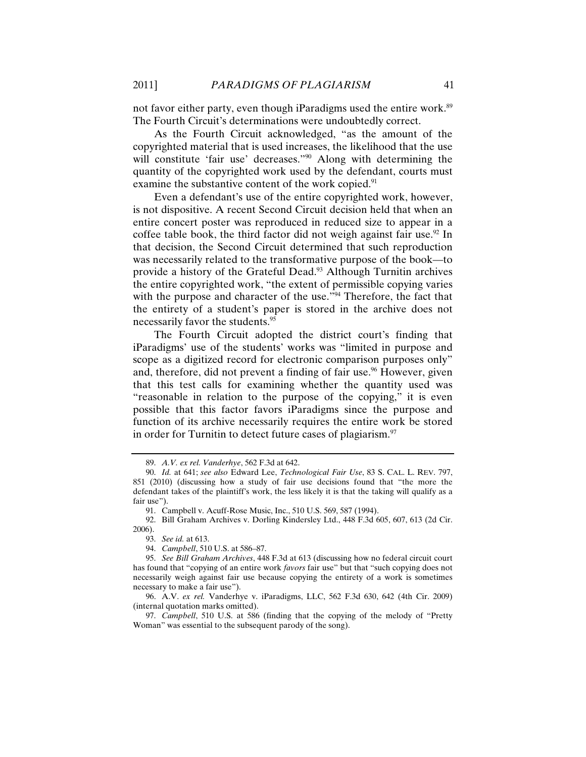not favor either party, even though iParadigms used the entire work.[89] The Fourth Circuit's determinations were undoubtedly correct.

As the Fourth Circuit acknowledged, "as the amount of the copyrighted material that is used increases, the likelihood that the use will constitute 'fair use' decreases."[90] Along with determining the quantity of the copyrighted work used by the defendant, courts must examine the substantive content of the work copied.[91]

Even a defendant's use of the entire copyrighted work, however, is not dispositive. A recent Second Circuit decision held that when an entire concert poster was reproduced in reduced size to appear in a coffee table book, the third factor did not weigh against fair use.[92] In that decision, the Second Circuit determined that such reproduction was necessarily related to the transformative purpose of the book—to provide a history of the Grateful Dead.[93] Although Turnitin archives the entire copyrighted work, "the extent of permissible copying varies with the purpose and character of the use."[94] Therefore, the fact that the entirety of a student's paper is stored in the archive does not necessarily favor the students.[95]

The Fourth Circuit adopted the district court's finding that iParadigms' use of the students' works was "limited in purpose and scope as a digitized record for electronic comparison purposes only" and, therefore, did not prevent a finding of fair use.[96] However, given that this test calls for examining whether the quantity used was "reasonable in relation to the purpose of the copying," it is even possible that this factor favors iParadigms since the purpose and function of its archive necessarily requires the entire work be stored in order for Turnitin to detect future cases of plagiarism.[97]

---

89. *A.V. ex rel. Vanderhye*, 562 F.3d at 642.

90. *Id.* at 641; *see also* Edward Lee, *Technological Fair Use*, 83 S. CAL. L. REV. 797, 851 (2010) (discussing how a study of fair use decisions found that "the more the defendant takes of the plaintiff's work, the less likely it is that the taking will qualify as a fair use").

91. Campbell v. Acuff-Rose Music, Inc., 510 U.S. 569, 587 (1994).

92. Bill Graham Archives v. Dorling Kindersley Ltd., 448 F.3d 605, 607, 613 (2d Cir. 2006).

93. *See id.* at 613.

94. *Campbell*, 510 U.S. at 586–87.

95. *See Bill Graham Archives*, 448 F.3d at 613 (discussing how no federal circuit court has found that "copying of an entire work *favors* fair use" but that "such copying does not necessarily weigh against fair use because copying the entirety of a work is sometimes necessary to make a fair use").

96. A.V. *ex rel.* Vanderhye v. iParadigms, LLC, 562 F.3d 630, 642 (4th Cir. 2009) (internal quotation marks omitted).

97. *Campbell*, 510 U.S. at 586 (finding that the copying of the melody of "Pretty Woman" was essential to the subsequent parody of the song).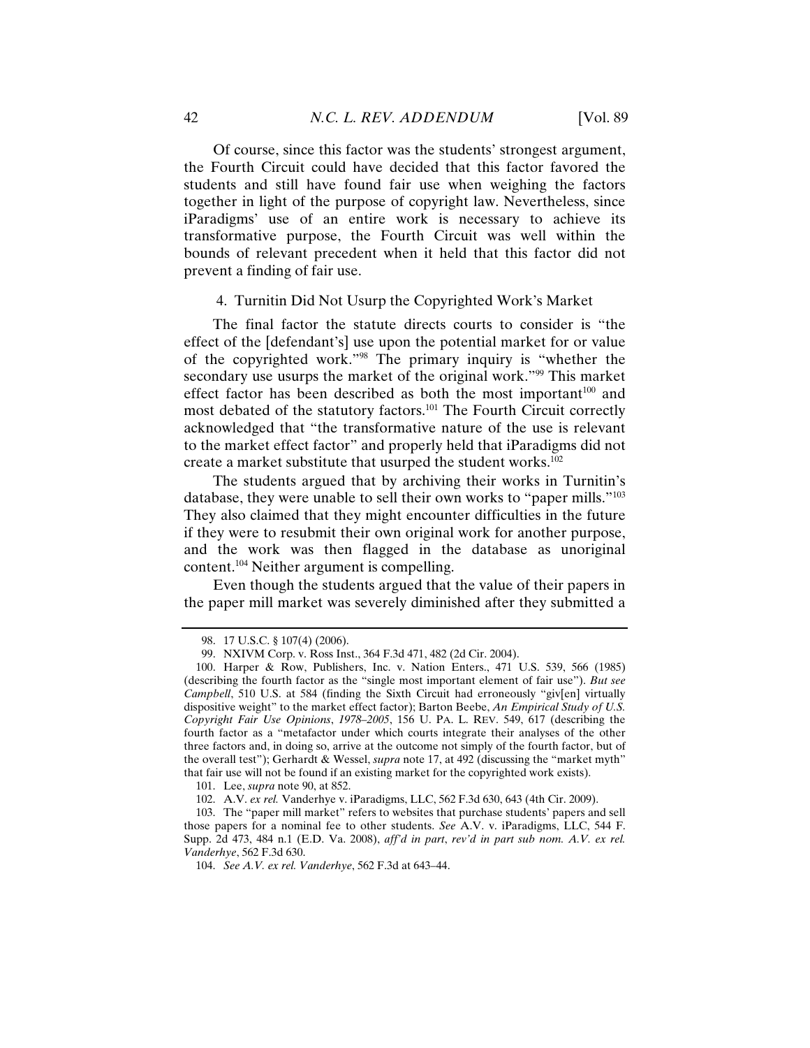Of course, since this factor was the students' strongest argument, the Fourth Circuit could have decided that this factor favored the students and still have found fair use when weighing the factors together in light of the purpose of copyright law. Nevertheless, since iParadigms' use of an entire work is necessary to achieve its transformative purpose, the Fourth Circuit was well within the bounds of relevant precedent when it held that this factor did not prevent a finding of fair use.

#### 4. Turnitin Did Not Usurp the Copyrighted Work's Market

The final factor the statute directs courts to consider is "the effect of the [defendant's] use upon the potential market for or value of the copyrighted work."[98] The primary inquiry is "whether the secondary use usurps the market of the original work."[99] This market effect factor has been described as both the most important[100] and most debated of the statutory factors.[101] The Fourth Circuit correctly acknowledged that "the transformative nature of the use is relevant to the market effect factor" and properly held that iParadigms did not create a market substitute that usurped the student works.[102]

The students argued that by archiving their works in Turnitin's database, they were unable to sell their own works to "paper mills."[103] They also claimed that they might encounter difficulties in the future if they were to resubmit their own original work for another purpose, and the work was then flagged in the database as unoriginal content.[104] Neither argument is compelling.

Even though the students argued that the value of their papers in the paper mill market was severely diminished after they submitted a

---

98. 17 U.S.C. § 107(4) (2006).

99. NXIVM Corp. v. Ross Inst., 364 F.3d 471, 482 (2d Cir. 2004).

100. Harper & Row, Publishers, Inc. v. Nation Enters., 471 U.S. 539, 566 (1985) (describing the fourth factor as the "single most important element of fair use"). *But see Campbell*, 510 U.S. at 584 (finding the Sixth Circuit had erroneously "giv[en] virtually dispositive weight" to the market effect factor); Barton Beebe, *An Empirical Study of U.S. Copyright Fair Use Opinions, 1978–2005*, 156 U. PA. L. REV. 549, 617 (describing the fourth factor as a "metafactor under which courts integrate their analyses of the other three factors and, in doing so, arrive at the outcome not simply of the fourth factor, but of the overall test"); Gerhardt & Wessel, *supra* note 17, at 492 (discussing the "market myth" that fair use will not be found if an existing market for the copyrighted work exists).

101. Lee, *supra* note 90, at 852.

102. A.V. *ex rel.* Vanderhye v. iParadigms, LLC, 562 F.3d 630, 643 (4th Cir. 2009).

103. The "paper mill market" refers to websites that purchase students' papers and sell those papers for a nominal fee to other students. *See* A.V. v. iParadigms, LLC, 544 F. Supp. 2d 473, 484 n.1 (E.D. Va. 2008), *aff'd in part*, *rev'd in part sub nom. A.V. ex rel. Vanderhye*, 562 F.3d 630.

104. *See A.V. ex rel. Vanderhye*, 562 F.3d at 643–44.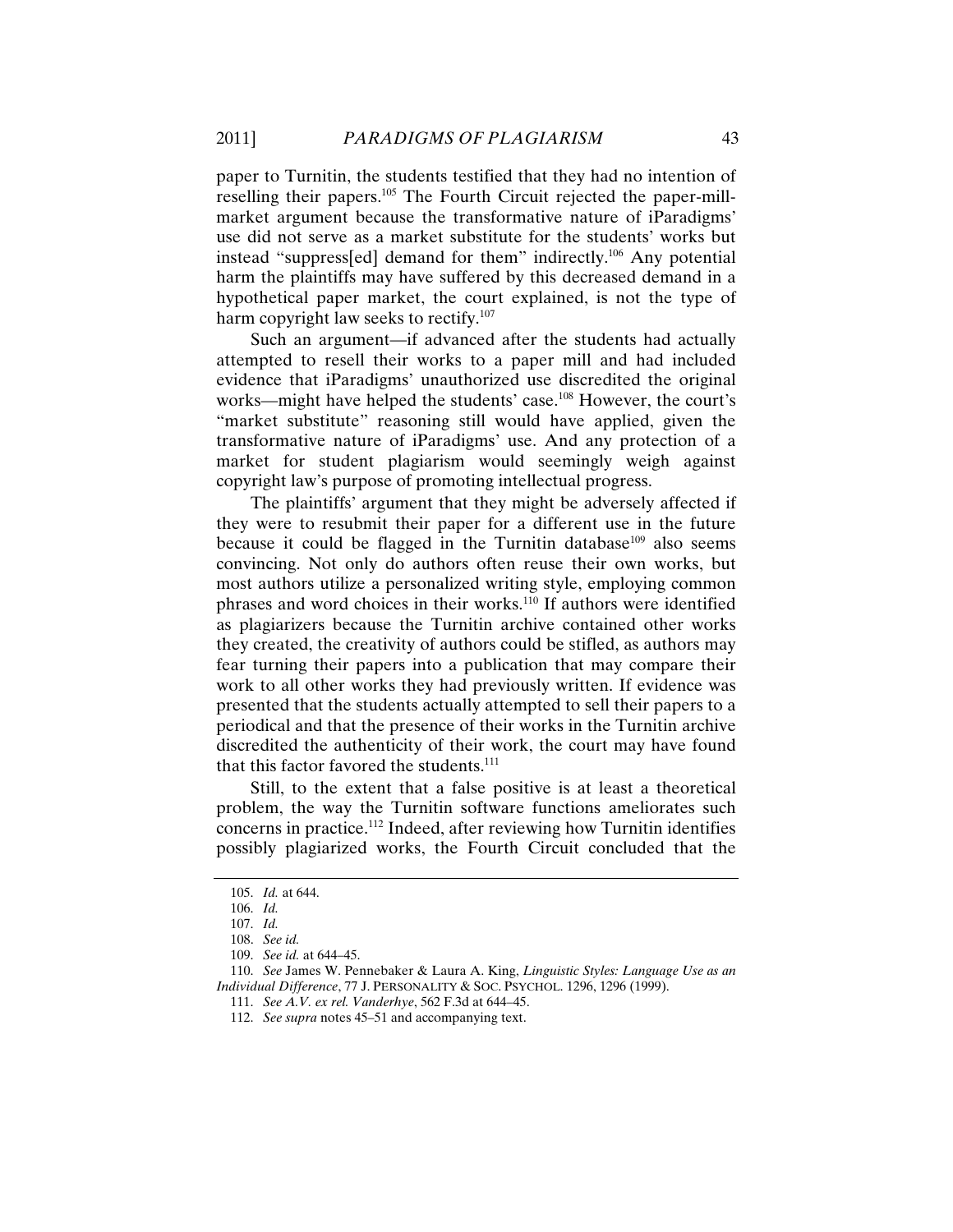paper to Turnitin, the students testified that they had no intention of reselling their papers.[105] The Fourth Circuit rejected the paper-mill-market argument because the transformative nature of iParadigms' use did not serve as a market substitute for the students' works but instead "suppress[ed] demand for them" indirectly.[106] Any potential harm the plaintiffs may have suffered by this decreased demand in a hypothetical paper market, the court explained, is not the type of harm copyright law seeks to rectify.[107]

Such an argument—if advanced after the students had actually attempted to resell their works to a paper mill and had included evidence that iParadigms' unauthorized use discredited the original works—might have helped the students' case.[108] However, the court's "market substitute" reasoning still would have applied, given the transformative nature of iParadigms' use. And any protection of a market for student plagiarism would seemingly weigh against copyright law's purpose of promoting intellectual progress.

The plaintiffs' argument that they might be adversely affected if they were to resubmit their paper for a different use in the future because it could be flagged in the Turnitin database[109] also seems convincing. Not only do authors often reuse their own works, but most authors utilize a personalized writing style, employing common phrases and word choices in their works.[110] If authors were identified as plagiarizers because the Turnitin archive contained other works they created, the creativity of authors could be stifled, as authors may fear turning their papers into a publication that may compare their work to all other works they had previously written. If evidence was presented that the students actually attempted to sell their papers to a periodical and that the presence of their works in the Turnitin archive discredited the authenticity of their work, the court may have found that this factor favored the students.[111]

Still, to the extent that a false positive is at least a theoretical problem, the way the Turnitin software functions ameliorates such concerns in practice.[112] Indeed, after reviewing how Turnitin identifies possibly plagiarized works, the Fourth Circuit concluded that the

---

105. *Id.* at 644.

106. *Id.*

107. *Id.*

108. *See id.*

109. *See id.* at 644–45.

110. *See* James W. Pennebaker & Laura A. King, *Linguistic Styles: Language Use as an Individual Difference*, 77 J. PERSONALITY & SOC. PSYCHOL. 1296, 1296 (1999).

111. *See A.V. ex rel. Vanderhye*, 562 F.3d at 644–45.

112. *See supra* notes 45–51 and accompanying text.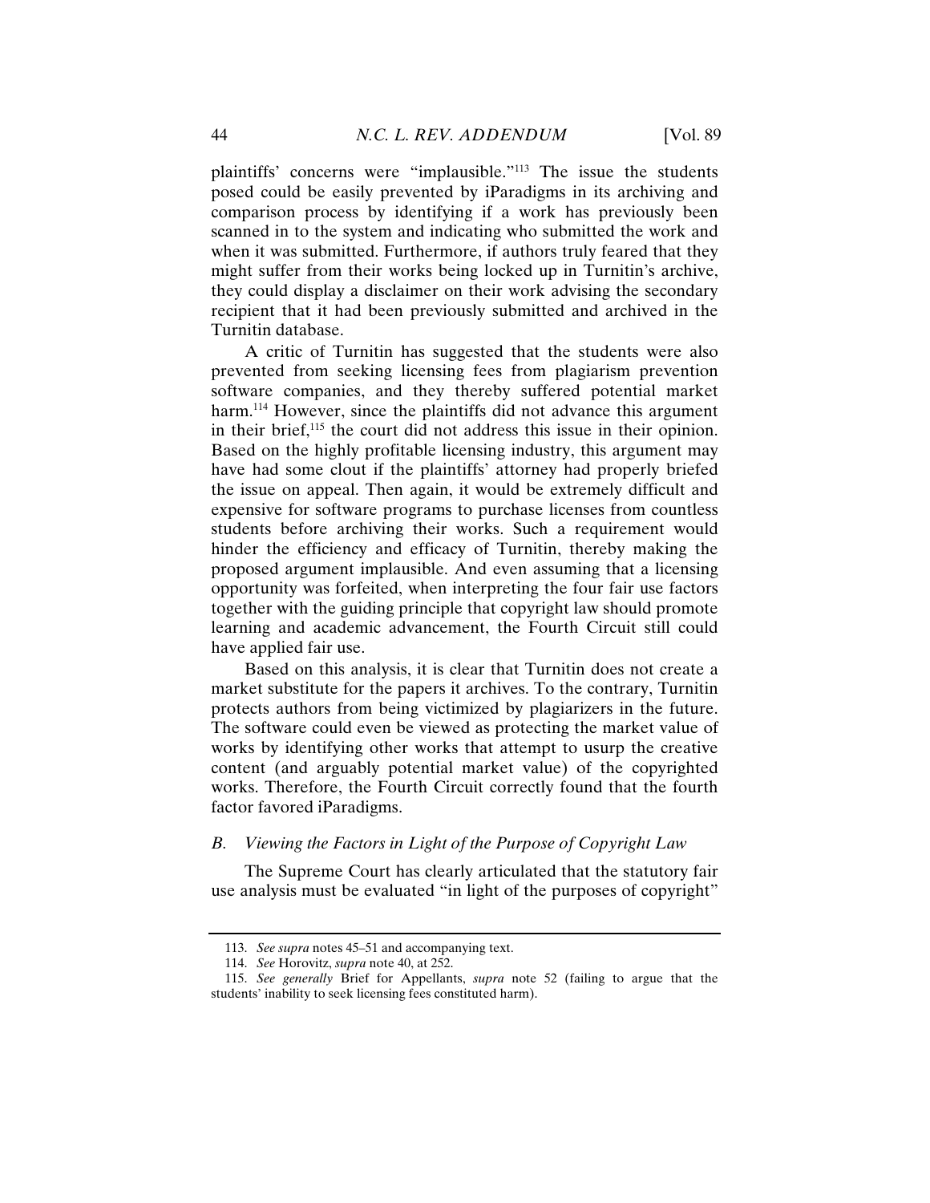plaintiffs' concerns were "implausible."[113] The issue the students posed could be easily prevented by iParadigms in its archiving and comparison process by identifying if a work has previously been scanned in to the system and indicating who submitted the work and when it was submitted. Furthermore, if authors truly feared that they might suffer from their works being locked up in Turnitin's archive, they could display a disclaimer on their work advising the secondary recipient that it had been previously submitted and archived in the Turnitin database.

A critic of Turnitin has suggested that the students were also prevented from seeking licensing fees from plagiarism prevention software companies, and they thereby suffered potential market harm.[114] However, since the plaintiffs did not advance this argument in their brief,[115] the court did not address this issue in their opinion. Based on the highly profitable licensing industry, this argument may have had some clout if the plaintiffs' attorney had properly briefed the issue on appeal. Then again, it would be extremely difficult and expensive for software programs to purchase licenses from countless students before archiving their works. Such a requirement would hinder the efficiency and efficacy of Turnitin, thereby making the proposed argument implausible. And even assuming that a licensing opportunity was forfeited, when interpreting the four fair use factors together with the guiding principle that copyright law should promote learning and academic advancement, the Fourth Circuit still could have applied fair use.

Based on this analysis, it is clear that Turnitin does not create a market substitute for the papers it archives. To the contrary, Turnitin protects authors from being victimized by plagiarizers in the future. The software could even be viewed as protecting the market value of works by identifying other works that attempt to usurp the creative content (and arguably potential market value) of the copyrighted works. Therefore, the Fourth Circuit correctly found that the fourth factor favored iParadigms.

### *B. Viewing the Factors in Light of the Purpose of Copyright Law*

The Supreme Court has clearly articulated that the statutory fair use analysis must be evaluated "in light of the purposes of copyright"

---

113. *See supra* notes 45–51 and accompanying text.

114. *See* Horovitz, *supra* note 40, at 252.

115. *See generally* Brief for Appellants, *supra* note 52 (failing to argue that the students' inability to seek licensing fees constituted harm).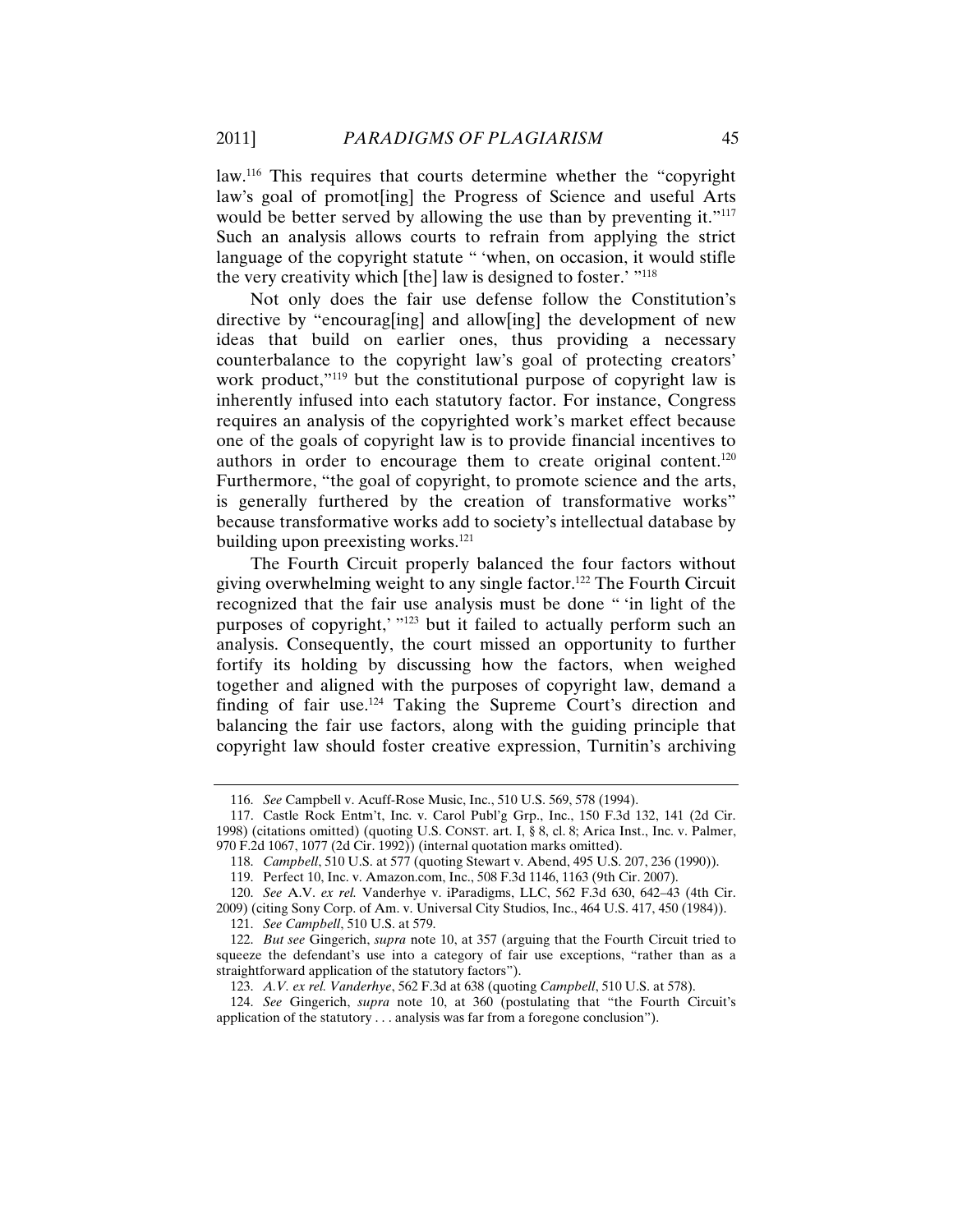law.[116] This requires that courts determine whether the "copyright law's goal of promot[ing] the Progress of Science and useful Arts would be better served by allowing the use than by preventing it."[117] Such an analysis allows courts to refrain from applying the strict language of the copyright statute " 'when, on occasion, it would stifle the very creativity which [the] law is designed to foster.' "[118]

Not only does the fair use defense follow the Constitution's directive by "encourag[ing] and allow[ing] the development of new ideas that build on earlier ones, thus providing a necessary counterbalance to the copyright law's goal of protecting creators' work product,"[119] but the constitutional purpose of copyright law is inherently infused into each statutory factor. For instance, Congress requires an analysis of the copyrighted work's market effect because one of the goals of copyright law is to provide financial incentives to authors in order to encourage them to create original content.[120] Furthermore, "the goal of copyright, to promote science and the arts, is generally furthered by the creation of transformative works" because transformative works add to society's intellectual database by building upon preexisting works.[121]

The Fourth Circuit properly balanced the four factors without giving overwhelming weight to any single factor.[122] The Fourth Circuit recognized that the fair use analysis must be done " 'in light of the purposes of copyright,' "[123] but it failed to actually perform such an analysis. Consequently, the court missed an opportunity to further fortify its holding by discussing how the factors, when weighed together and aligned with the purposes of copyright law, demand a finding of fair use.[124] Taking the Supreme Court's direction and balancing the fair use factors, along with the guiding principle that copyright law should foster creative expression, Turnitin's archiving

---

116. *See* Campbell v. Acuff-Rose Music, Inc., 510 U.S. 569, 578 (1994).

117. Castle Rock Entm't, Inc. v. Carol Publ'g Grp., Inc., 150 F.3d 132, 141 (2d Cir. 1998) (citations omitted) (quoting U.S. CONST. art. I, § 8, cl. 8; Arica Inst., Inc. v. Palmer, 970 F.2d 1067, 1077 (2d Cir. 1992)) (internal quotation marks omitted).

118. *Campbell*, 510 U.S. at 577 (quoting Stewart v. Abend, 495 U.S. 207, 236 (1990)).

119. Perfect 10, Inc. v. Amazon.com, Inc., 508 F.3d 1146, 1163 (9th Cir. 2007).

120. *See* A.V. *ex rel.* Vanderhye v. iParadigms, LLC, 562 F.3d 630, 642–43 (4th Cir. 2009) (citing Sony Corp. of Am. v. Universal City Studios, Inc., 464 U.S. 417, 450 (1984)).

121. *See Campbell*, 510 U.S. at 579.

122. *But see* Gingerich, *supra* note 10, at 357 (arguing that the Fourth Circuit tried to squeeze the defendant's use into a category of fair use exceptions, "rather than as a straightforward application of the statutory factors").

123. *A.V. ex rel. Vanderhye*, 562 F.3d at 638 (quoting *Campbell*, 510 U.S. at 578).

124. *See* Gingerich, *supra* note 10, at 360 (postulating that "the Fourth Circuit's application of the statutory . . . analysis was far from a foregone conclusion").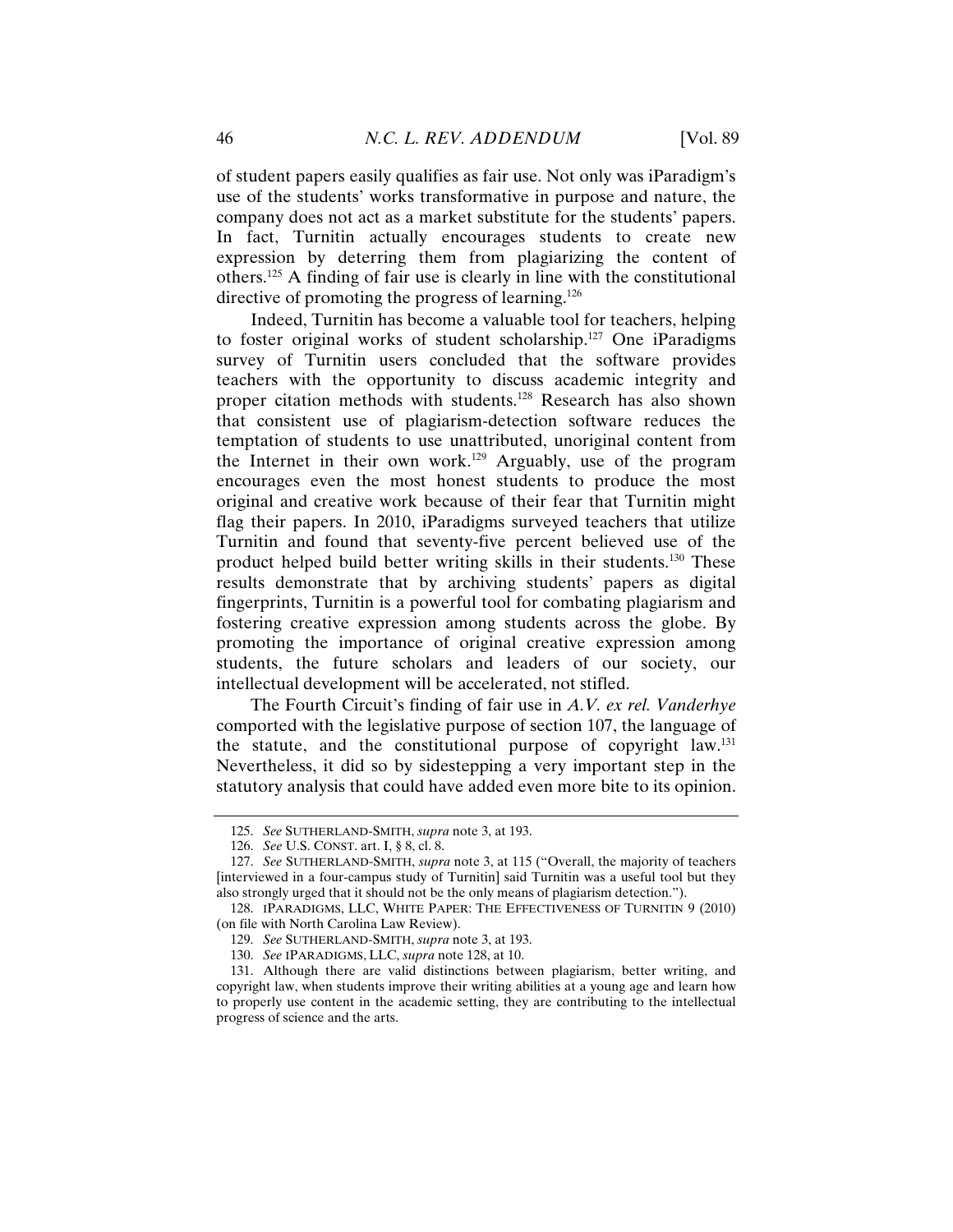of student papers easily qualifies as fair use. Not only was iParadigm's use of the students' works transformative in purpose and nature, the company does not act as a market substitute for the students' papers. In fact, Turnitin actually encourages students to create new expression by deterring them from plagiarizing the content of others.[125] A finding of fair use is clearly in line with the constitutional directive of promoting the progress of learning.[126]

Indeed, Turnitin has become a valuable tool for teachers, helping to foster original works of student scholarship.[127] One iParadigms survey of Turnitin users concluded that the software provides teachers with the opportunity to discuss academic integrity and proper citation methods with students.[128] Research has also shown that consistent use of plagiarism-detection software reduces the temptation of students to use unattributed, unoriginal content from the Internet in their own work.[129] Arguably, use of the program encourages even the most honest students to produce the most original and creative work because of their fear that Turnitin might flag their papers. In 2010, iParadigms surveyed teachers that utilize Turnitin and found that seventy-five percent believed use of the product helped build better writing skills in their students.[130] These results demonstrate that by archiving students' papers as digital fingerprints, Turnitin is a powerful tool for combating plagiarism and fostering creative expression among students across the globe. By promoting the importance of original creative expression among students, the future scholars and leaders of our society, our intellectual development will be accelerated, not stifled.

The Fourth Circuit's finding of fair use in *A.V. ex rel. Vanderhye* comported with the legislative purpose of section 107, the language of the statute, and the constitutional purpose of copyright law.[131] Nevertheless, it did so by sidestepping a very important step in the statutory analysis that could have added even more bite to its opinion.

---

125. *See* SUTHERLAND-SMITH, *supra* note 3, at 193.

126. *See* U.S. CONST. art. I, § 8, cl. 8.

127. *See* SUTHERLAND-SMITH, *supra* note 3, at 115 ("Overall, the majority of teachers [interviewed in a four-campus study of Turnitin] said Turnitin was a useful tool but they also strongly urged that it should not be the only means of plagiarism detection.").

128. IPARADIGMS, LLC, WHITE PAPER: THE EFFECTIVENESS OF TURNITIN 9 (2010) (on file with North Carolina Law Review).

129. *See* SUTHERLAND-SMITH, *supra* note 3, at 193.

130. *See* IPARADIGMS, LLC, *supra* note 128, at 10.

131. Although there are valid distinctions between plagiarism, better writing, and copyright law, when students improve their writing abilities at a young age and learn how to properly use content in the academic setting, they are contributing to the intellectual progress of science and the arts.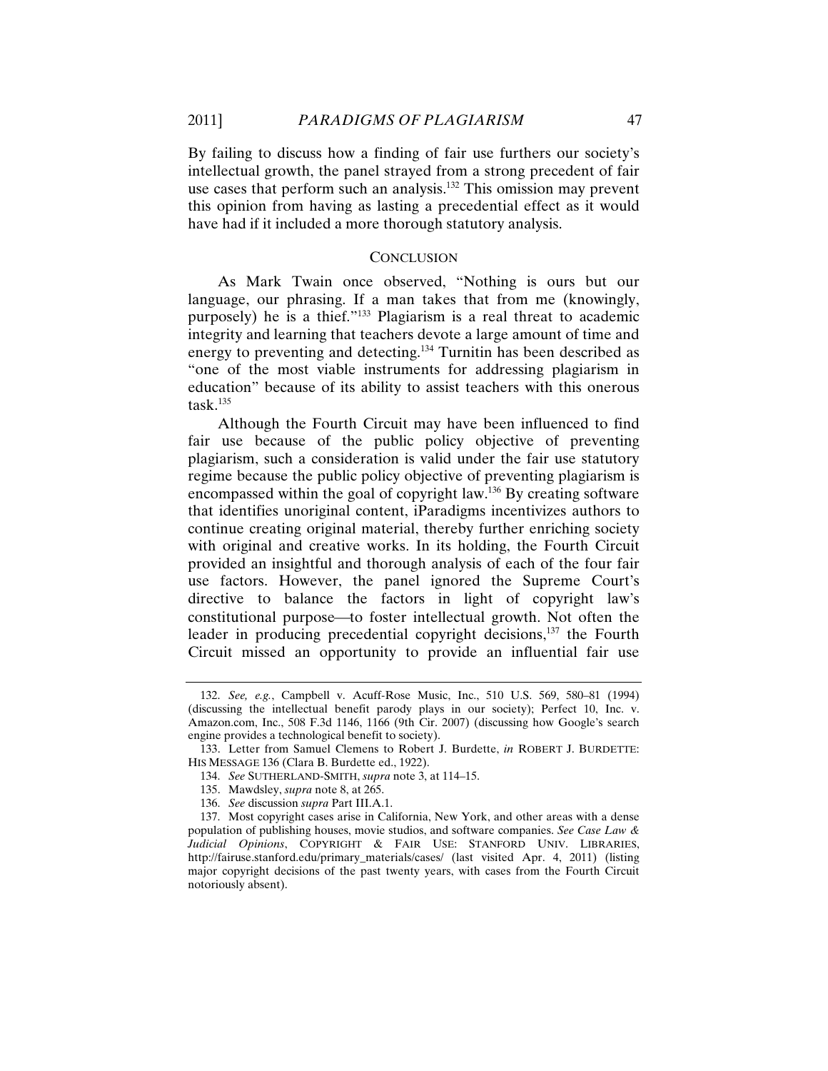By failing to discuss how a finding of fair use furthers our society's intellectual growth, the panel strayed from a strong precedent of fair use cases that perform such an analysis.[132] This omission may prevent this opinion from having as lasting a precedential effect as it would have had if it included a more thorough statutory analysis.

## CONCLUSION

As Mark Twain once observed, "Nothing is ours but our language, our phrasing. If a man takes that from me (knowingly, purposely) he is a thief."[133] Plagiarism is a real threat to academic integrity and learning that teachers devote a large amount of time and energy to preventing and detecting.[134] Turnitin has been described as "one of the most viable instruments for addressing plagiarism in education" because of its ability to assist teachers with this onerous task.[135]

Although the Fourth Circuit may have been influenced to find fair use because of the public policy objective of preventing plagiarism, such a consideration is valid under the fair use statutory regime because the public policy objective of preventing plagiarism is encompassed within the goal of copyright law.[136] By creating software that identifies unoriginal content, iParadigms incentivizes authors to continue creating original material, thereby further enriching society with original and creative works. In its holding, the Fourth Circuit provided an insightful and thorough analysis of each of the four fair use factors. However, the panel ignored the Supreme Court's directive to balance the factors in light of copyright law's constitutional purpose—to foster intellectual growth. Not often the leader in producing precedential copyright decisions,[137] the Fourth Circuit missed an opportunity to provide an influential fair use

---

132. *See, e.g.*, Campbell v. Acuff-Rose Music, Inc., 510 U.S. 569, 580–81 (1994) (discussing the intellectual benefit parody plays in our society); Perfect 10, Inc. v. Amazon.com, Inc., 508 F.3d 1146, 1166 (9th Cir. 2007) (discussing how Google's search engine provides a technological benefit to society).

133. Letter from Samuel Clemens to Robert J. Burdette, *in* ROBERT J. BURDETTE: HIS MESSAGE 136 (Clara B. Burdette ed., 1922).

134. *See* SUTHERLAND-SMITH, *supra* note 3, at 114–15.

135. Mawdsley, *supra* note 8, at 265.

136. *See* discussion *supra* Part III.A.1.

137. Most copyright cases arise in California, New York, and other areas with a dense population of publishing houses, movie studios, and software companies. *See Case Law & Judicial Opinions*, COPYRIGHT & FAIR USE: STANFORD UNIV. LIBRARIES, http://fairuse.stanford.edu/primary_materials/cases/ (last visited Apr. 4, 2011) (listing major copyright decisions of the past twenty years, with cases from the Fourth Circuit notoriously absent).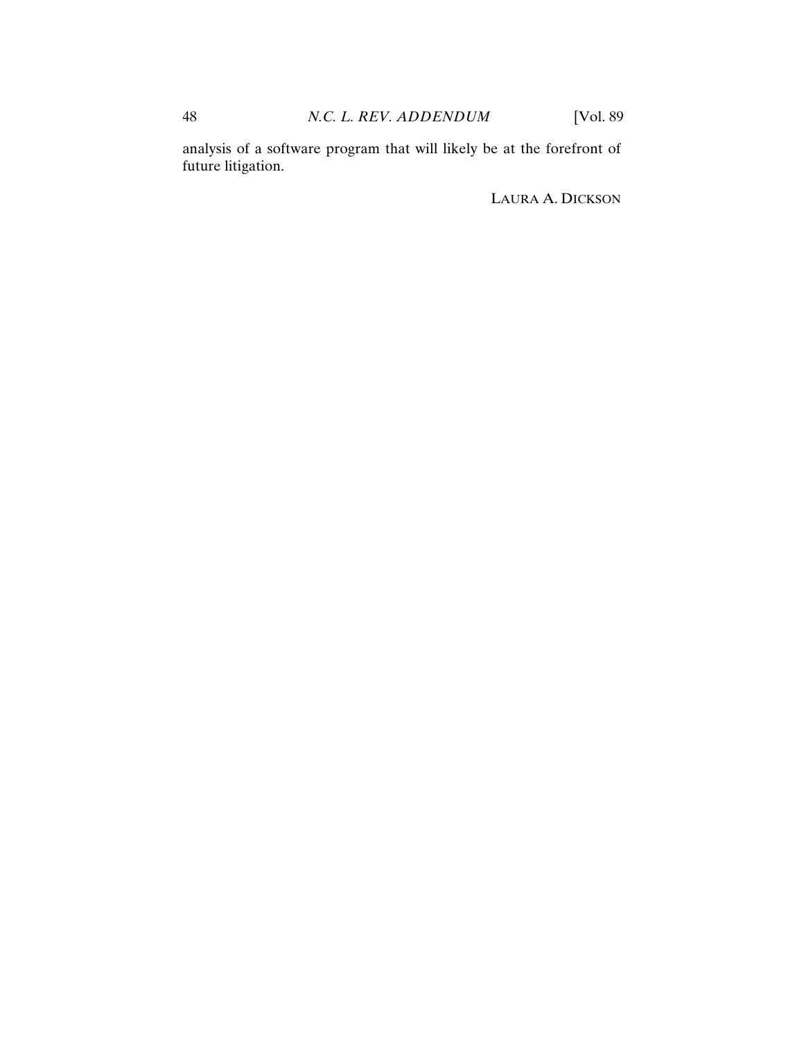analysis of a software program that will likely be at the forefront of future litigation.

LAURA A. DICKSON